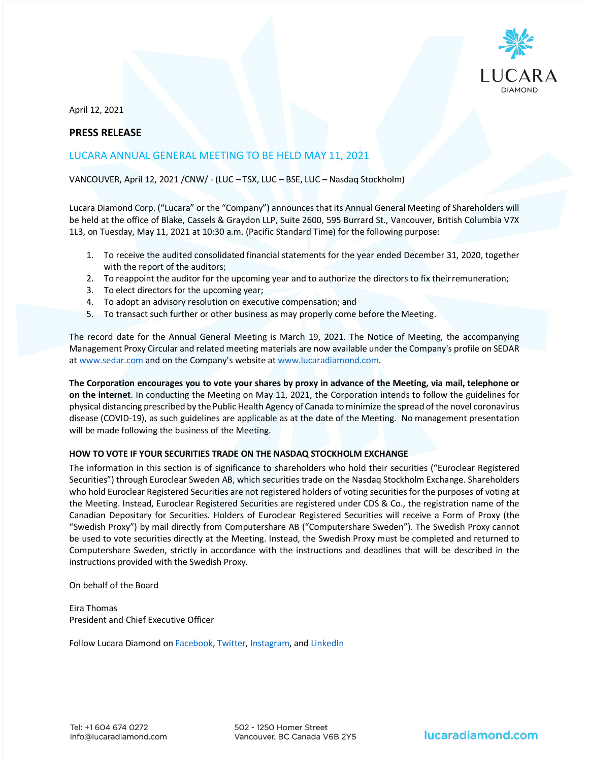April 12, 2021

**PRESS RELEASE**

## LUCARA ANNUAL GENERAL MEETING TO BE HELD MAY 11, 2021

VANCOUVER, April 12, 2021 /CNW/ - (LUC – TSX, LUC – BSE, LUC – Nasdaq Stockholm)

Lucara Diamond Corp. ("Lucara" or the "Company") announces that its Annual General Meeting of Shareholders will be held at the office of Blake, Cassels & Graydon LLP, Suite 2600, 595 Burrard St., Vancouver, British Columbia V7X 1L3, on Tuesday, May 11, 2021 at 10:30 a.m. (Pacific Standard Time) for the following purpose:

1. To receive the audited consolidated financial statements for the year ended December 31, 2020, together with the report of the auditors;
2. To reappoint the auditor for the upcoming year and to authorize the directors to fix their remuneration;
3. To elect directors for the upcoming year;
4. To adopt an advisory resolution on executive compensation; and
5. To transact such further or other business as may properly come before the Meeting.

The record date for the Annual General Meeting is March 19, 2021. The Notice of Meeting, the accompanying Management Proxy Circular and related meeting materials are now available under the Company's profile on SEDAR at www.sedar.com and on the Company's website at www.lucaradiamond.com.

**The Corporation encourages you to vote your shares by proxy in advance of the Meeting, via mail, telephone or on the internet**. In conducting the Meeting on May 11, 2021, the Corporation intends to follow the guidelines for physical distancing prescribed by the Public Health Agency of Canada to minimize the spread of the novel coronavirus disease (COVID-19), as such guidelines are applicable as at the date of the Meeting. No management presentation will be made following the business of the Meeting.

### HOW TO VOTE IF YOUR SECURITIES TRADE ON THE NASDAQ STOCKHOLM EXCHANGE

The information in this section is of significance to shareholders who hold their securities ("Euroclear Registered Securities") through Euroclear Sweden AB, which securities trade on the Nasdaq Stockholm Exchange. Shareholders who hold Euroclear Registered Securities are not registered holders of voting securities for the purposes of voting at the Meeting. Instead, Euroclear Registered Securities are registered under CDS & Co., the registration name of the Canadian Depositary for Securities. Holders of Euroclear Registered Securities will receive a Form of Proxy (the "Swedish Proxy") by mail directly from Computershare AB ("Computershare Sweden"). The Swedish Proxy cannot be used to vote securities directly at the Meeting. Instead, the Swedish Proxy must be completed and returned to Computershare Sweden, strictly in accordance with the instructions and deadlines that will be described in the instructions provided with the Swedish Proxy.

On behalf of the Board

Eira Thomas
President and Chief Executive Officer

Follow Lucara Diamond on Facebook, Twitter, Instagram, and LinkedIn

Tel: +1 604 674 0272
info@lucaradiamond.com

502 - 1250 Homer Street
Vancouver, BC Canada V6B 2Y5

lucaradiamond.com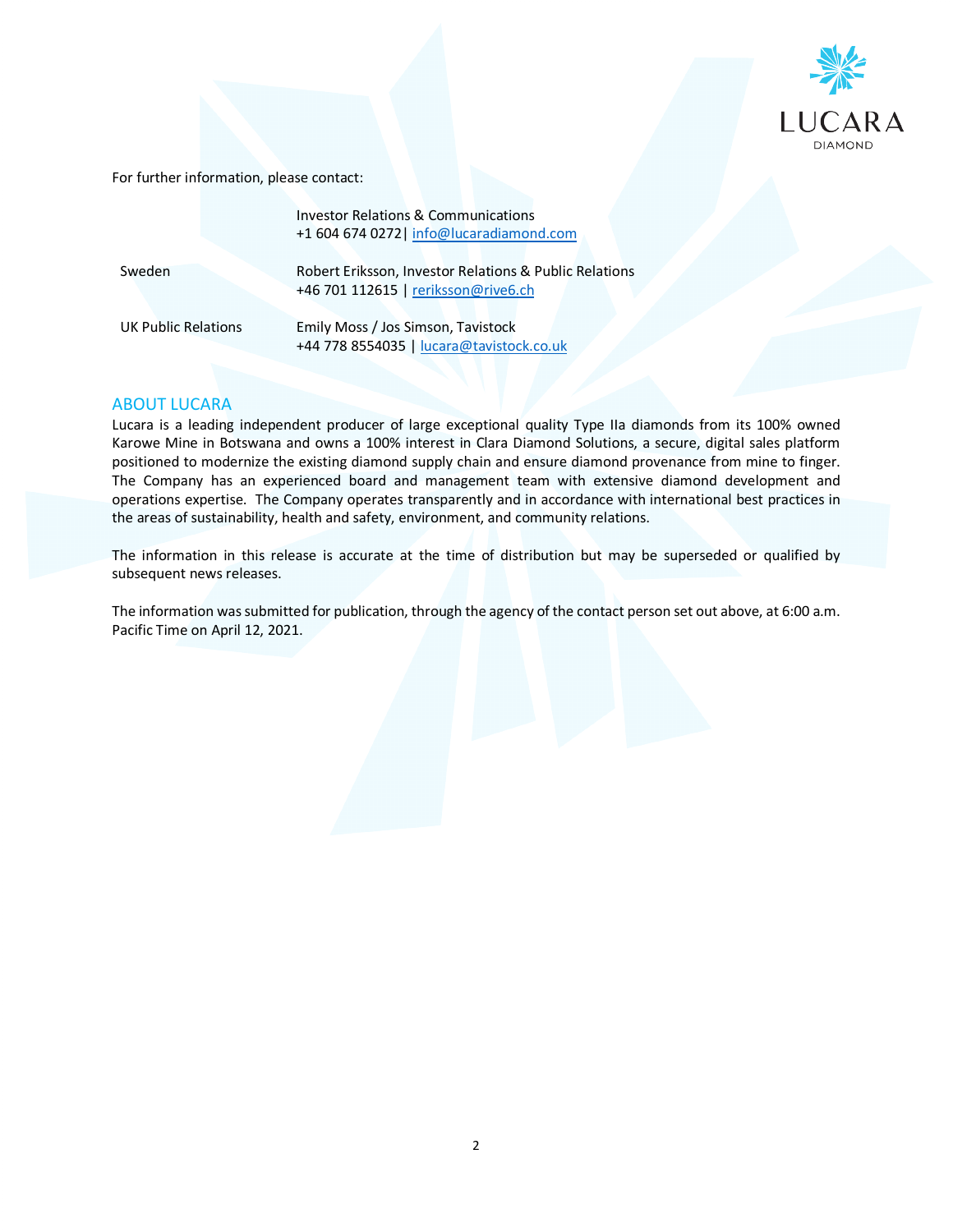For further information, please contact:

| | |
|---|---|
| | Investor Relations & Communications<br>+1 604 674 0272\| info@lucaradiamond.com |
| Sweden | Robert Eriksson, Investor Relations & Public Relations<br>+46 701 112615 \| reriksson@rive6.ch |
| UK Public Relations | Emily Moss / Jos Simson, Tavistock<br>+44 778 8554035 \| lucara@tavistock.co.uk |

## ABOUT LUCARA

Lucara is a leading independent producer of large exceptional quality Type IIa diamonds from its 100% owned Karowe Mine in Botswana and owns a 100% interest in Clara Diamond Solutions, a secure, digital sales platform positioned to modernize the existing diamond supply chain and ensure diamond provenance from mine to finger. The Company has an experienced board and management team with extensive diamond development and operations expertise. The Company operates transparently and in accordance with international best practices in the areas of sustainability, health and safety, environment, and community relations.

The information in this release is accurate at the time of distribution but may be superseded or qualified by subsequent news releases.

The information was submitted for publication, through the agency of the contact person set out above, at 6:00 a.m. Pacific Time on April 12, 2021.